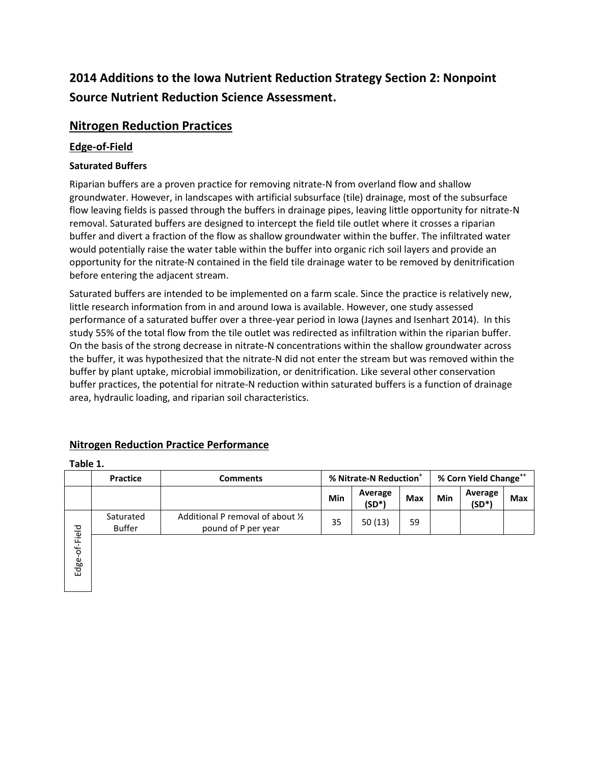# 2014 Additions to the Iowa Nutrient Reduction Strategy Section 2: Nonpoint Source Nutrient Reduction Science Assessment.

## Nitrogen Reduction Practices

### Edge-of-Field

#### Saturated Buffers

Riparian buffers are a proven practice for removing nitrate-N from overland flow and shallow groundwater. However, in landscapes with artificial subsurface (tile) drainage, most of the subsurface flow leaving fields is passed through the buffers in drainage pipes, leaving little opportunity for nitrate-N removal. Saturated buffers are designed to intercept the field tile outlet where it crosses a riparian buffer and divert a fraction of the flow as shallow groundwater within the buffer. The infiltrated water would potentially raise the water table within the buffer into organic rich soil layers and provide an opportunity for the nitrate-N contained in the field tile drainage water to be removed by denitrification before entering the adjacent stream.

Saturated buffers are intended to be implemented on a farm scale. Since the practice is relatively new, little research information from in and around Iowa is available. However, one study assessed performance of a saturated buffer over a three-year period in Iowa (Jaynes and Isenhart 2014). In this study 55% of the total flow from the tile outlet was redirected as infiltration within the riparian buffer. On the basis of the strong decrease in nitrate-N concentrations within the shallow groundwater across the buffer, it was hypothesized that the nitrate-N did not enter the stream but was removed within the buffer by plant uptake, microbial immobilization, or denitrification. Like several other conservation buffer practices, the potential for nitrate-N reduction within saturated buffers is a function of drainage area, hydraulic loading, and riparian soil characteristics.

## Nitrogen Reduction Practice Performance

**Table 1.**

| | Practice | Comments | % Nitrate-N Reduction[+] | | | % Corn Yield Change[++] | | |
|---|---|---|---|---|---|---|---|---|
| | | | Min | Average (SD*) | Max | Min | Average (SD*) | Max |
| Edge-of-Field | Saturated Buffer | Additional P removal of about ½ pound of P per year | 35 | 50 (13) | 59 | | | |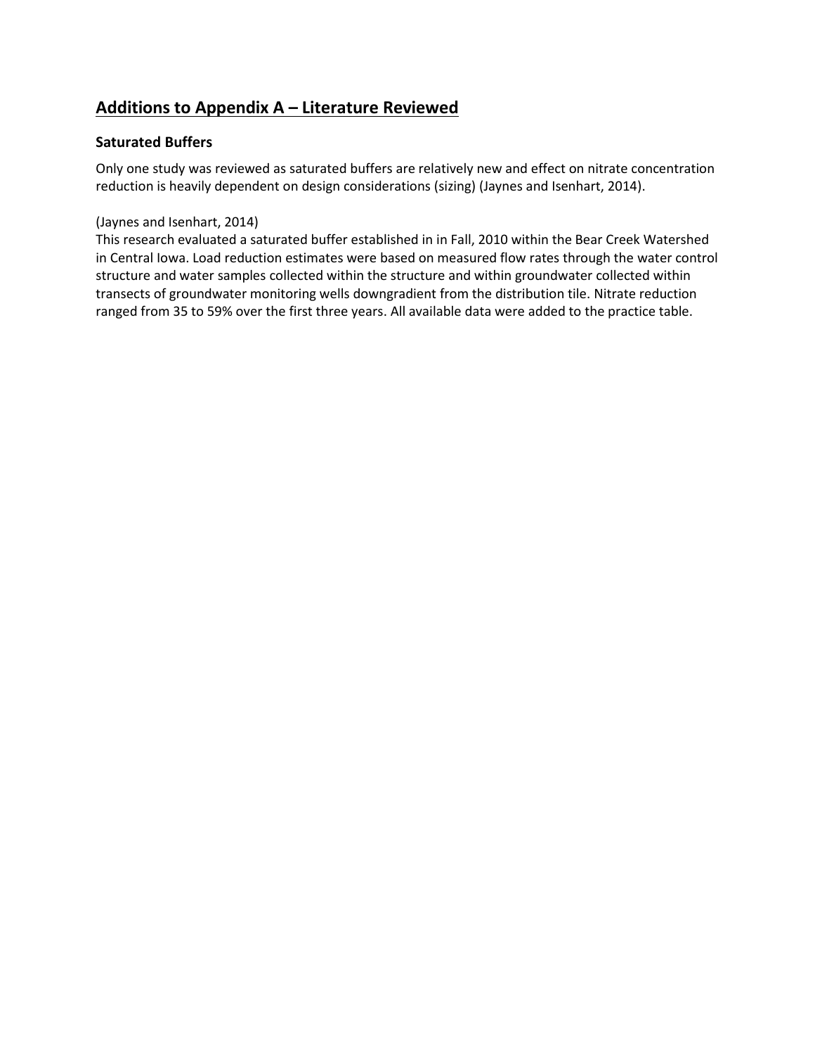## Additions to Appendix A – Literature Reviewed

### Saturated Buffers

Only one study was reviewed as saturated buffers are relatively new and effect on nitrate concentration reduction is heavily dependent on design considerations (sizing) (Jaynes and Isenhart, 2014).

(Jaynes and Isenhart, 2014)
This research evaluated a saturated buffer established in in Fall, 2010 within the Bear Creek Watershed in Central Iowa. Load reduction estimates were based on measured flow rates through the water control structure and water samples collected within the structure and within groundwater collected within transects of groundwater monitoring wells downgradient from the distribution tile. Nitrate reduction ranged from 35 to 59% over the first three years. All available data were added to the practice table.